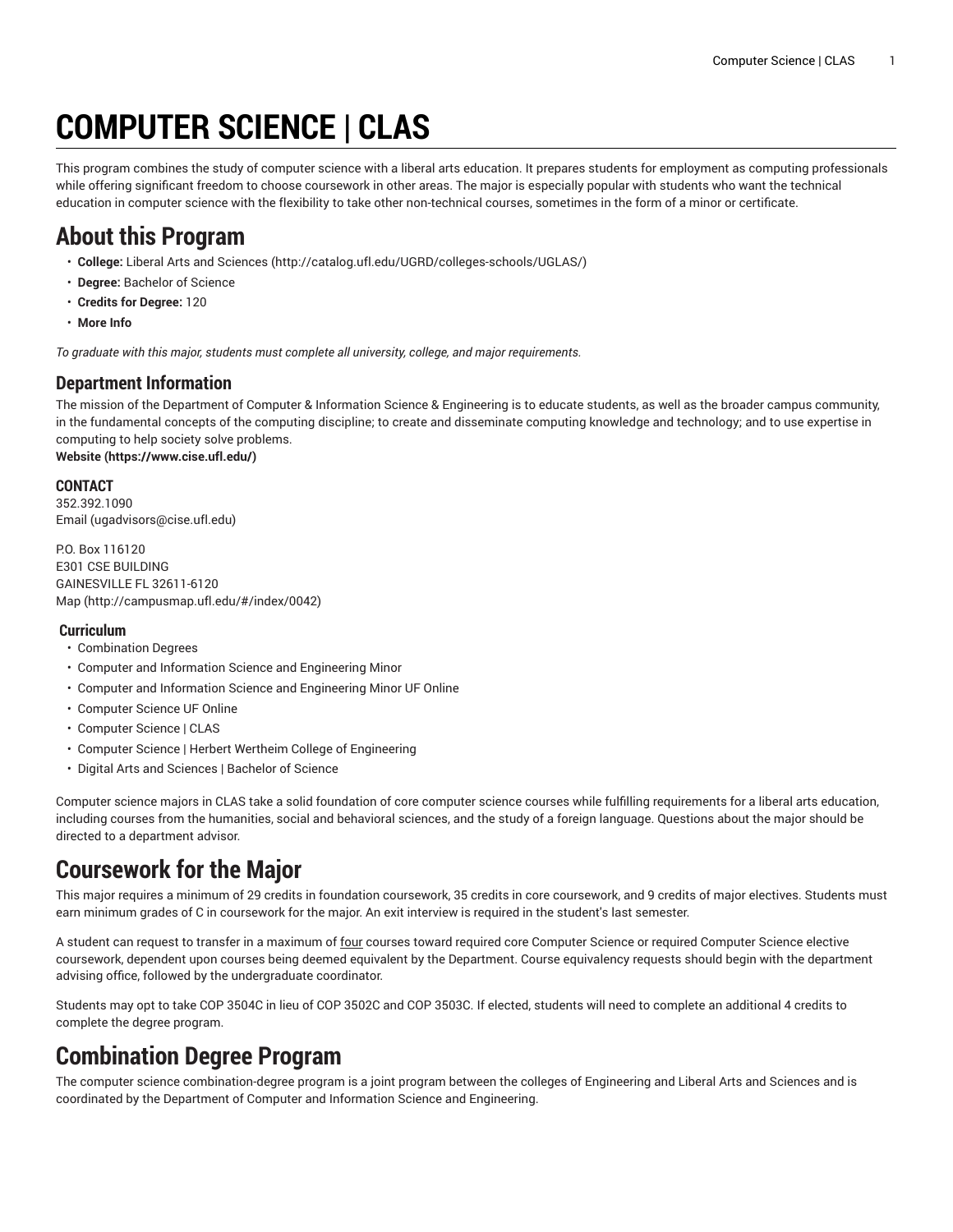# COMPUTER SCIENCE | CLAS

This program combines the study of computer science with a liberal arts education. It prepares students for employment as computing professionals while offering significant freedom to choose coursework in other areas. The major is especially popular with students who want the technical education in computer science with the flexibility to take other non-technical courses, sometimes in the form of a minor or certificate.

# About this Program

- **College:** Liberal Arts and Sciences (http://catalog.ufl.edu/UGRD/colleges-schools/UGLAS/)
- **Degree:** Bachelor of Science
- **Credits for Degree:** 120
- **More Info**

*To graduate with this major, students must complete all university, college, and major requirements.*

## Department Information

The mission of the Department of Computer & Information Science & Engineering is to educate students, as well as the broader campus community, in the fundamental concepts of the computing discipline; to create and disseminate computing knowledge and technology; and to use expertise in computing to help society solve problems.
**Website (https://www.cise.ufl.edu/)**

### CONTACT

352.392.1090
Email (ugadvisors@cise.ufl.edu)

P.O. Box 116120
E301 CSE BUILDING
GAINESVILLE FL 32611-6120
Map (http://campusmap.ufl.edu/#/index/0042)

### Curriculum

- Combination Degrees
- Computer and Information Science and Engineering Minor
- Computer and Information Science and Engineering Minor UF Online
- Computer Science UF Online
- Computer Science | CLAS
- Computer Science | Herbert Wertheim College of Engineering
- Digital Arts and Sciences | Bachelor of Science

Computer science majors in CLAS take a solid foundation of core computer science courses while fulfilling requirements for a liberal arts education, including courses from the humanities, social and behavioral sciences, and the study of a foreign language. Questions about the major should be directed to a department advisor.

# Coursework for the Major

This major requires a minimum of 29 credits in foundation coursework, 35 credits in core coursework, and 9 credits of major electives. Students must earn minimum grades of C in coursework for the major. An exit interview is required in the student's last semester.

A student can request to transfer in a maximum of four courses toward required core Computer Science or required Computer Science elective coursework, dependent upon courses being deemed equivalent by the Department. Course equivalency requests should begin with the department advising office, followed by the undergraduate coordinator.

Students may opt to take COP 3504C in lieu of COP 3502C and COP 3503C. If elected, students will need to complete an additional 4 credits to complete the degree program.

# Combination Degree Program

The computer science combination-degree program is a joint program between the colleges of Engineering and Liberal Arts and Sciences and is coordinated by the Department of Computer and Information Science and Engineering.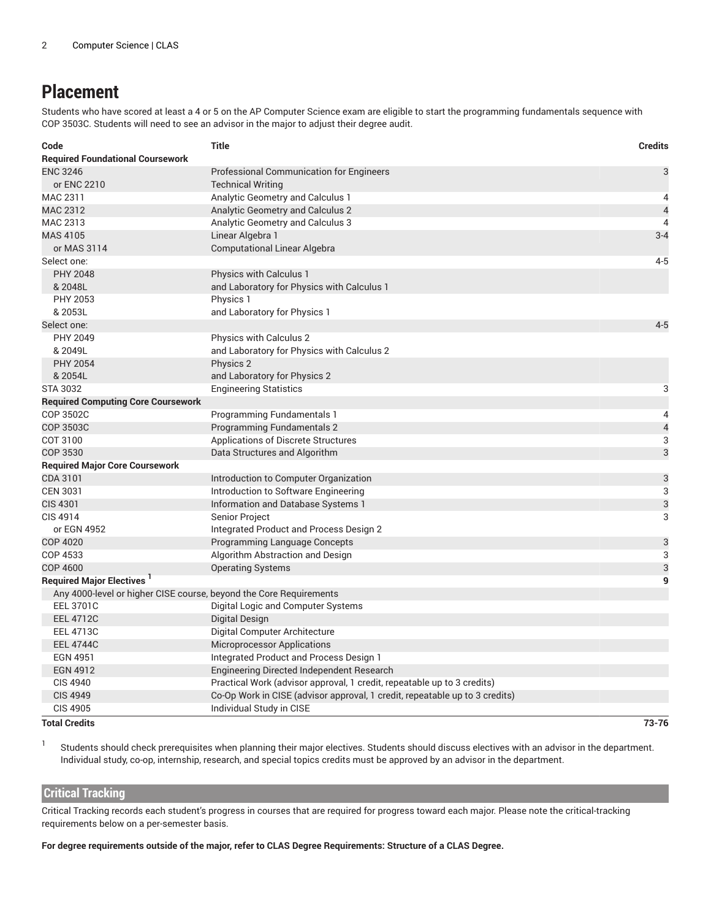## Placement

Students who have scored at least a 4 or 5 on the AP Computer Science exam are eligible to start the programming fundamentals sequence with COP 3503C. Students will need to see an advisor in the major to adjust their degree audit.

| Code | Title | Credits |
|---|---|---|
| **Required Foundational Coursework** | | |
| ENC 3246 | Professional Communication for Engineers | 3 |
| or ENC 2210 | Technical Writing | |
| MAC 2311 | Analytic Geometry and Calculus 1 | 4 |
| MAC 2312 | Analytic Geometry and Calculus 2 | 4 |
| MAC 2313 | Analytic Geometry and Calculus 3 | 4 |
| MAS 4105 | Linear Algebra 1 | 3-4 |
| or MAS 3114 | Computational Linear Algebra | |
| Select one: | | 4-5 |
| PHY 2048 & 2048L | Physics with Calculus 1 and Laboratory for Physics with Calculus 1 | |
| PHY 2053 & 2053L | Physics 1 and Laboratory for Physics 1 | |
| Select one: | | 4-5 |
| PHY 2049 & 2049L | Physics with Calculus 2 and Laboratory for Physics with Calculus 2 | |
| PHY 2054 & 2054L | Physics 2 and Laboratory for Physics 2 | |
| STA 3032 | Engineering Statistics | 3 |
| **Required Computing Core Coursework** | | |
| COP 3502C | Programming Fundamentals 1 | 4 |
| COP 3503C | Programming Fundamentals 2 | 4 |
| COT 3100 | Applications of Discrete Structures | 3 |
| COP 3530 | Data Structures and Algorithm | 3 |
| **Required Major Core Coursework** | | |
| CDA 3101 | Introduction to Computer Organization | 3 |
| CEN 3031 | Introduction to Software Engineering | 3 |
| CIS 4301 | Information and Database Systems 1 | 3 |
| CIS 4914 | Senior Project | 3 |
| or EGN 4952 | Integrated Product and Process Design 2 | |
| COP 4020 | Programming Language Concepts | 3 |
| COP 4533 | Algorithm Abstraction and Design | 3 |
| COP 4600 | Operating Systems | 3 |
| **Required Major Electives** [1] | | **9** |
| Any 4000-level or higher CISE course, beyond the Core Requirements | | |
| EEL 3701C | Digital Logic and Computer Systems | |
| EEL 4712C | Digital Design | |
| EEL 4713C | Digital Computer Architecture | |
| EEL 4744C | Microprocessor Applications | |
| EGN 4951 | Integrated Product and Process Design 1 | |
| EGN 4912 | Engineering Directed Independent Research | |
| CIS 4940 | Practical Work (advisor approval, 1 credit, repeatable up to 3 credits) | |
| CIS 4949 | Co-Op Work in CISE (advisor approval, 1 credit, repeatable up to 3 credits) | |
| CIS 4905 | Individual Study in CISE | |
| **Total Credits** | | **73-76** |

[1] Students should check prerequisites when planning their major electives. Students should discuss electives with an advisor in the department. Individual study, co-op, internship, research, and special topics credits must be approved by an advisor in the department.

## Critical Tracking

Critical Tracking records each student's progress in courses that are required for progress toward each major. Please note the critical-tracking requirements below on a per-semester basis.

**For degree requirements outside of the major, refer to CLAS Degree Requirements: Structure of a CLAS Degree.**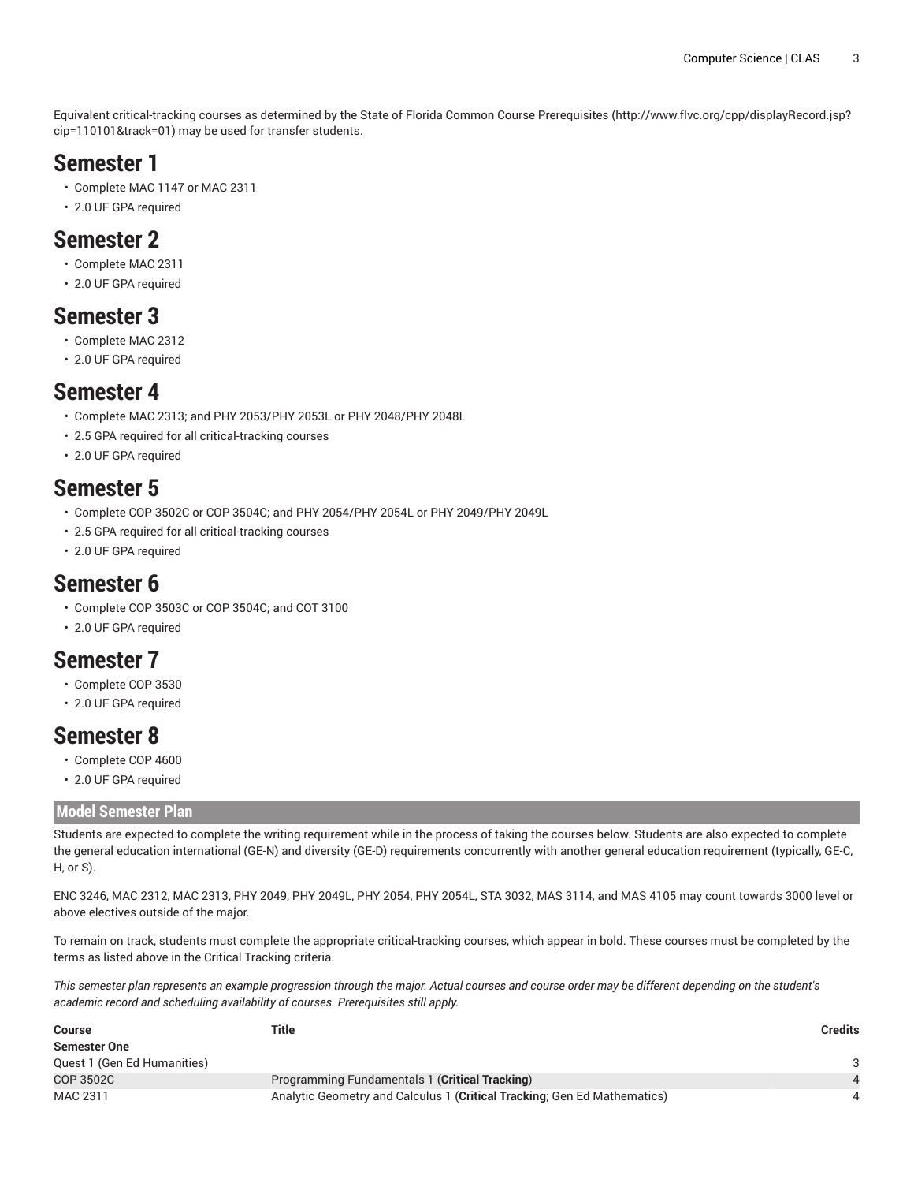Equivalent critical-tracking courses as determined by the State of Florida Common Course Prerequisites (http://www.flvc.org/cpp/displayRecord.jsp?cip=110101&track=01) may be used for transfer students.

# Semester 1

- Complete MAC 1147 or MAC 2311
- 2.0 UF GPA required

# Semester 2

- Complete MAC 2311
- 2.0 UF GPA required

# Semester 3

- Complete MAC 2312
- 2.0 UF GPA required

# Semester 4

- Complete MAC 2313; and PHY 2053/PHY 2053L or PHY 2048/PHY 2048L
- 2.5 GPA required for all critical-tracking courses
- 2.0 UF GPA required

# Semester 5

- Complete COP 3502C or COP 3504C; and PHY 2054/PHY 2054L or PHY 2049/PHY 2049L
- 2.5 GPA required for all critical-tracking courses
- 2.0 UF GPA required

# Semester 6

- Complete COP 3503C or COP 3504C; and COT 3100
- 2.0 UF GPA required

# Semester 7

- Complete COP 3530
- 2.0 UF GPA required

# Semester 8

- Complete COP 4600
- 2.0 UF GPA required

## Model Semester Plan

Students are expected to complete the writing requirement while in the process of taking the courses below. Students are also expected to complete the general education international (GE-N) and diversity (GE-D) requirements concurrently with another general education requirement (typically, GE-C, H, or S).

ENC 3246, MAC 2312, MAC 2313, PHY 2049, PHY 2049L, PHY 2054, PHY 2054L, STA 3032, MAS 3114, and MAS 4105 may count towards 3000 level or above electives outside of the major.

To remain on track, students must complete the appropriate critical-tracking courses, which appear in bold. These courses must be completed by the terms as listed above in the Critical Tracking criteria.

*This semester plan represents an example progression through the major. Actual courses and course order may be different depending on the student's academic record and scheduling availability of courses. Prerequisites still apply.*

| Course | Title | Credits |
|---|---|---|
| **Semester One** | | |
| Quest 1 (Gen Ed Humanities) | | 3 |
| COP 3502C | Programming Fundamentals 1 (**Critical Tracking**) | 4 |
| MAC 2311 | Analytic Geometry and Calculus 1 (**Critical Tracking**; Gen Ed Mathematics) | 4 |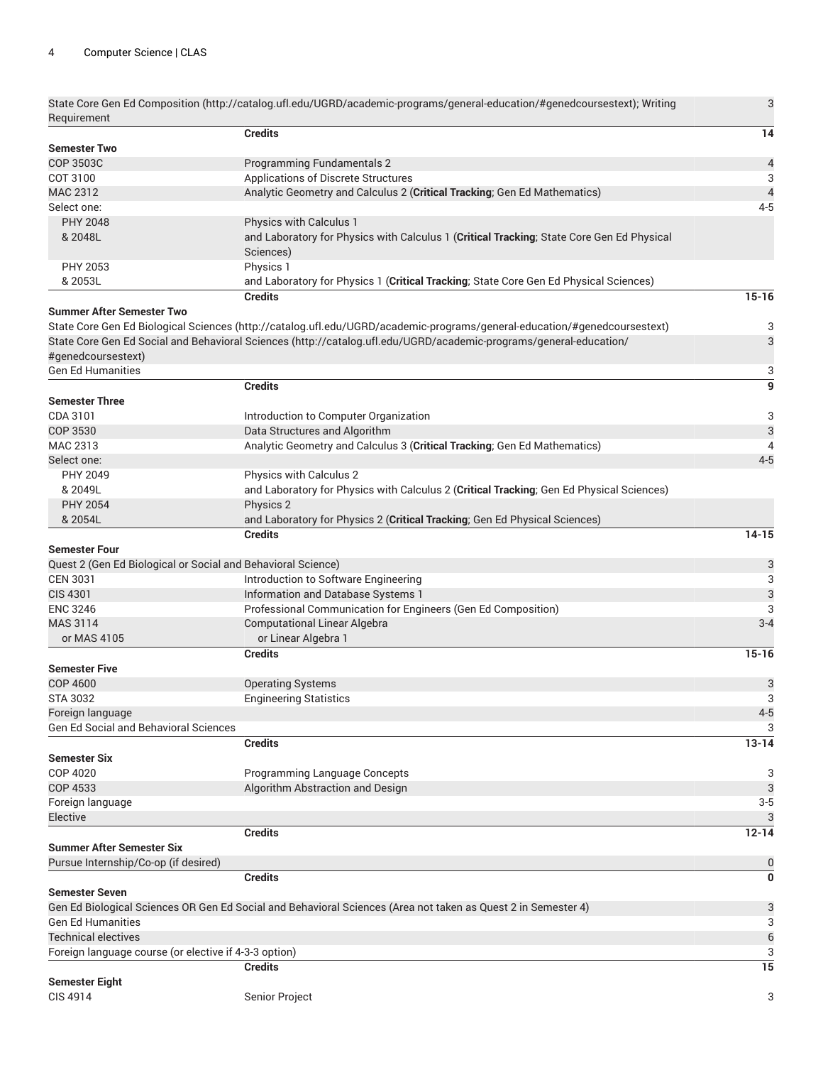| | | |
|---|---|---|
| State Core Gen Ed Composition (http://catalog.ufl.edu/UGRD/academic-programs/general-education/#genedcoursestext); Writing Requirement | | 3 |
| | **Credits** | **14** |
| **Semester Two** | | |
| COP 3503C | Programming Fundamentals 2 | 4 |
| COT 3100 | Applications of Discrete Structures | 3 |
| MAC 2312 | Analytic Geometry and Calculus 2 (**Critical Tracking**; Gen Ed Mathematics) | 4 |
| Select one: | | 4-5 |
| PHY 2048 & 2048L | Physics with Calculus 1 and Laboratory for Physics with Calculus 1 (**Critical Tracking**; State Core Gen Ed Physical Sciences) | |
| PHY 2053 & 2053L | Physics 1 and Laboratory for Physics 1 (**Critical Tracking**; State Core Gen Ed Physical Sciences) | |
| | **Credits** | **15-16** |
| **Summer After Semester Two** | | |
| State Core Gen Ed Biological Sciences (http://catalog.ufl.edu/UGRD/academic-programs/general-education/#genedcoursestext) | | 3 |
| State Core Gen Ed Social and Behavioral Sciences (http://catalog.ufl.edu/UGRD/academic-programs/general-education/#genedcoursestext) | | 3 |
| Gen Ed Humanities | | 3 |
| | **Credits** | **9** |
| **Semester Three** | | |
| CDA 3101 | Introduction to Computer Organization | 3 |
| COP 3530 | Data Structures and Algorithm | 3 |
| MAC 2313 | Analytic Geometry and Calculus 3 (**Critical Tracking**; Gen Ed Mathematics) | 4 |
| Select one: | | 4-5 |
| PHY 2049 & 2049L | Physics with Calculus 2 and Laboratory for Physics with Calculus 2 (**Critical Tracking**; Gen Ed Physical Sciences) | |
| PHY 2054 & 2054L | Physics 2 and Laboratory for Physics 2 (**Critical Tracking**; Gen Ed Physical Sciences) | |
| | **Credits** | **14-15** |
| **Semester Four** | | |
| Quest 2 (Gen Ed Biological or Social and Behavioral Science) | | 3 |
| CEN 3031 | Introduction to Software Engineering | 3 |
| CIS 4301 | Information and Database Systems 1 | 3 |
| ENC 3246 | Professional Communication for Engineers (Gen Ed Composition) | 3 |
| MAS 3114 or MAS 4105 | Computational Linear Algebra or Linear Algebra 1 | 3-4 |
| | **Credits** | **15-16** |
| **Semester Five** | | |
| COP 4600 | Operating Systems | 3 |
| STA 3032 | Engineering Statistics | 3 |
| Foreign language | | 4-5 |
| Gen Ed Social and Behavioral Sciences | | 3 |
| | **Credits** | **13-14** |
| **Semester Six** | | |
| COP 4020 | Programming Language Concepts | 3 |
| COP 4533 | Algorithm Abstraction and Design | 3 |
| Foreign language | | 3-5 |
| Elective | | 3 |
| | **Credits** | **12-14** |
| **Summer After Semester Six** | | |
| Pursue Internship/Co-op (if desired) | | 0 |
| | **Credits** | **0** |
| **Semester Seven** | | |
| Gen Ed Biological Sciences OR Gen Ed Social and Behavioral Sciences (Area not taken as Quest 2 in Semester 4) | | 3 |
| Gen Ed Humanities | | 3 |
| Technical electives | | 6 |
| Foreign language course (or elective if 4-3-3 option) | | 3 |
| | **Credits** | **15** |
| **Semester Eight** | | |
| CIS 4914 | Senior Project | 3 |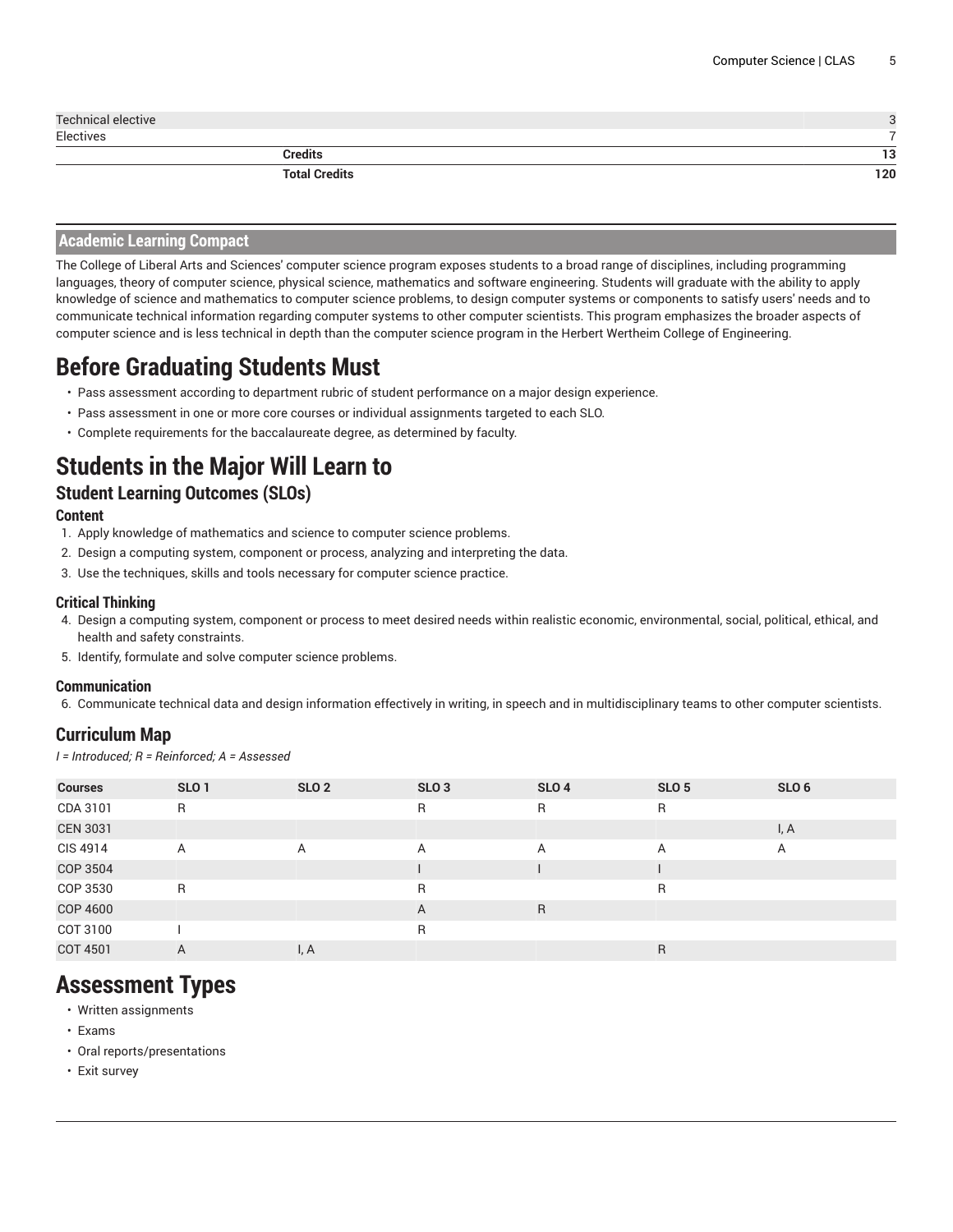| | | |
|---|---|---|
| Technical elective | | 3 |
| Electives | | 7 |
| | **Credits** | **13** |
| | **Total Credits** | **120** |

## Academic Learning Compact

The College of Liberal Arts and Sciences' computer science program exposes students to a broad range of disciplines, including programming languages, theory of computer science, physical science, mathematics and software engineering. Students will graduate with the ability to apply knowledge of science and mathematics to computer science problems, to design computer systems or components to satisfy users' needs and to communicate technical information regarding computer systems to other computer scientists. This program emphasizes the broader aspects of computer science and is less technical in depth than the computer science program in the Herbert Wertheim College of Engineering.

# Before Graduating Students Must

- Pass assessment according to department rubric of student performance on a major design experience.
- Pass assessment in one or more core courses or individual assignments targeted to each SLO.
- Complete requirements for the baccalaureate degree, as determined by faculty.

# Students in the Major Will Learn to

## Student Learning Outcomes (SLOs)

### Content

1. Apply knowledge of mathematics and science to computer science problems.
2. Design a computing system, component or process, analyzing and interpreting the data.
3. Use the techniques, skills and tools necessary for computer science practice.

### Critical Thinking

4. Design a computing system, component or process to meet desired needs within realistic economic, environmental, social, political, ethical, and health and safety constraints.
5. Identify, formulate and solve computer science problems.

### Communication

6. Communicate technical data and design information effectively in writing, in speech and in multidisciplinary teams to other computer scientists.

## Curriculum Map

*I = Introduced; R = Reinforced; A = Assessed*

| Courses | SLO 1 | SLO 2 | SLO 3 | SLO 4 | SLO 5 | SLO 6 |
|---|---|---|---|---|---|---|
| CDA 3101 | R | | R | R | R | |
| CEN 3031 | | | | | | I, A |
| CIS 4914 | A | A | A | A | A | A |
| COP 3504 | | | I | I | I | |
| COP 3530 | R | | R | | R | |
| COP 4600 | | | A | R | | |
| COT 3100 | I | | R | | | |
| COT 4501 | A | I, A | | | R | |

# Assessment Types

- Written assignments
- Exams
- Oral reports/presentations
- Exit survey